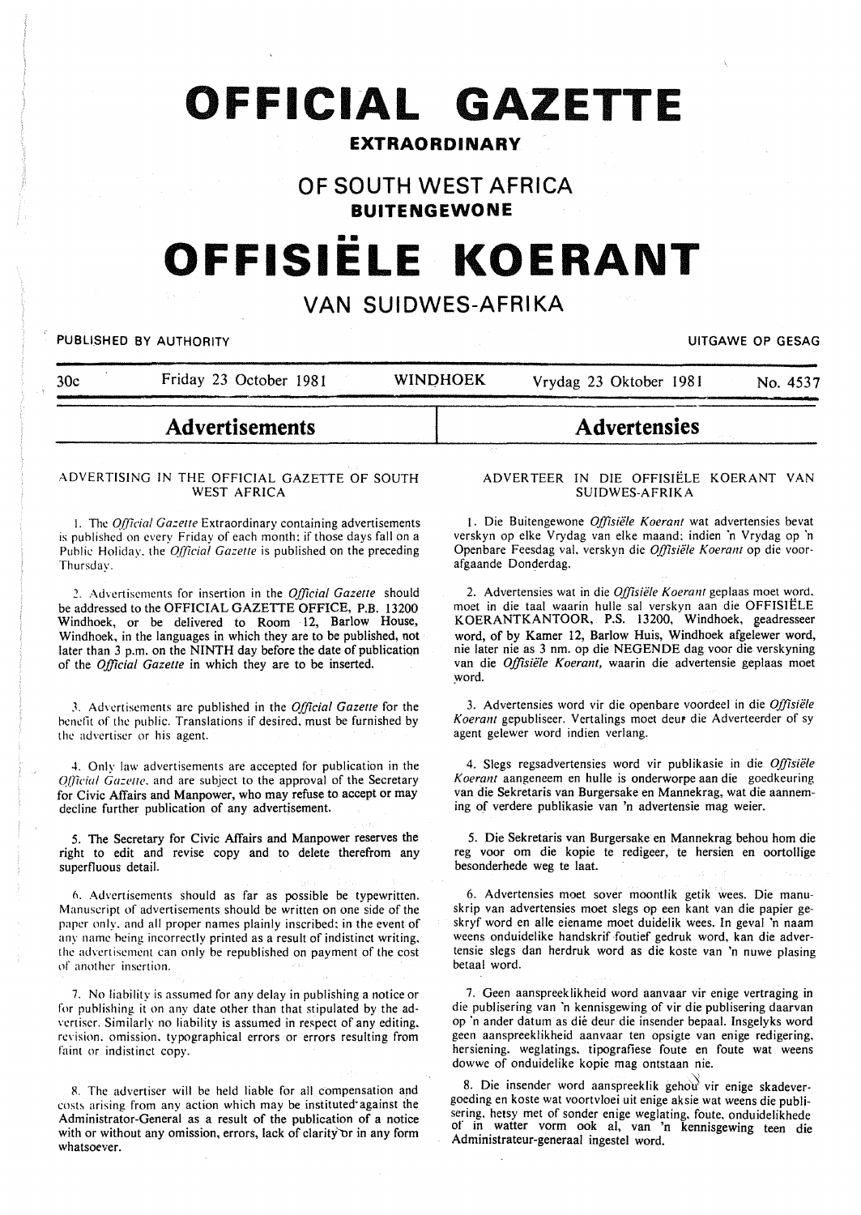# OFFICIAL GAZETTE

## EXTRAORDINARY

## OF SOUTH WEST AFRICA

**BUITENGEWONE**

# OFFISIËLE KOERANT

## VAN SUIDWES-AFRIKA

PUBLISHED BY AUTHORITY — UITGAWE OP GESAG

30c — Friday 23 October 1981 — WINDHOEK — Vrydag 23 Oktober 1981 — No. 4537

## Advertisements

### ADVERTISING IN THE OFFICIAL GAZETTE OF SOUTH WEST AFRICA

1. The *Official Gazette* Extraordinary containing advertisements is published on every Friday of each month: if those days fall on a Public Holiday, the *Official Gazette* is published on the preceding Thursday.

2. Advertisements for insertion in the *Official Gazette* should be addressed to the OFFICIAL GAZETTE OFFICE, P.B. 13200 Windhoek, or be delivered to Room 12, Barlow House, Windhoek, in the languages in which they are to be published, not later than 3 p.m. on the NINTH day before the date of publication of the *Official Gazette* in which they are to be inserted.

3. Advertisements are published in the *Official Gazette* for the benefit of the public. Translations if desired, must be furnished by the advertiser or his agent.

4. Only law advertisements are accepted for publication in the *Official Gazette*, and are subject to the approval of the Secretary for Civic Affairs and Manpower, who may refuse to accept or may decline further publication of any advertisement.

5. The Secretary for Civic Affairs and Manpower reserves the right to edit and revise copy and to delete therefrom any superfluous detail.

6. Advertisements should as far as possible be typewritten. Manuscript of advertisements should be written on one side of the paper only, and all proper names plainly inscribed; in the event of any name being incorrectly printed as a result of indistinct writing, the advertisement can only be republished on payment of the cost of another insertion.

7. No liability is assumed for any delay in publishing a notice or for publishing it on any date other than that stipulated by the advertiser. Similarly no liability is assumed in respect of any editing, revision, omission, typographical errors or errors resulting from faint or indistinct copy.

8. The advertiser will be held liable for all compensation and costs arising from any action which may be instituted against the Administrator-General as a result of the publication of a notice with or without any omission, errors, lack of clarity or in any form whatsoever.

## Advertensies

### ADVERTEER IN DIE OFFISIËLE KOERANT VAN SUIDWES-AFRIKA

1. Die Buitengewone *Offisiële Koerant* wat advertensies bevat verskyn op elke Vrydag van elke maand; indien 'n Vrydag op 'n Openbare Feesdag val, verskyn die *Offisiële Koerant* op die voorafgaande Donderdag.

2. Advertensies wat in die *Offisiële Koerant* geplaas moet word, moet in die taal waarin hulle sal verskyn aan die OFFISIËLE KOERANTKANTOOR, P.S. 13200, Windhoek, geadresseer word, of by Kamer 12, Barlow Huis, Windhoek afgelewer word, nie later nie as 3 nm. op die NEGENDE dag voor die verskyning van die *Offisiële Koerant*, waarin die advertensie geplaas moet word.

3. Advertensies word vir die openbare voordeel in die *Offisiële Koerant* gepubliseer. Vertalings moet deur die Adverteerder of sy agent gelewer word indien verlang.

4. Slegs regsadvertensies word vir publikasie in die *Offisiële Koerant* aangeneem en hulle is onderworpe aan die goedkeuring van die Sekretaris van Burgersake en Mannekrag, wat die aanneming of verdere publikasie van 'n advertensie mag weier.

5. Die Sekretaris van Burgersake en Mannekrag behou hom die reg voor om die kopie te redigeer, te hersien en oortollige besonderhede weg te laat.

6. Advertensies moet sover moontlik getik wees. Die manuskrip van advertensies moet slegs op een kant van die papier geskryf word en alle eiename moet duidelik wees. In geval 'n naam weens onduidelike handskrif foutief gedruk word, kan die advertensie slegs dan herdruk word as die koste van 'n nuwe plasing betaal word.

7. Geen aanspreeklikheid word aanvaar vir enige vertraging in die publisering van 'n kennisgewing of vir die publisering daarvan op 'n ander datum as dié deur die insender bepaal. Insgelyks word geen aanspreeklikheid aanvaar ten opsigte van enige redigering, hersiening, weglatings, tipografiese foute en foute wat weens dowwe of onduidelike kopie mag ontstaan nie.

8. Die insender word aanspreeklik gehou vir enige skadevergoeding en koste wat voortvloei uit enige aksie wat weens die publisering, hetsy met of sonder enige weglating, foute, onduidelikhede of in watter vorm ook al, van 'n kennisgewing teen die Administrateur-generaal ingestel word.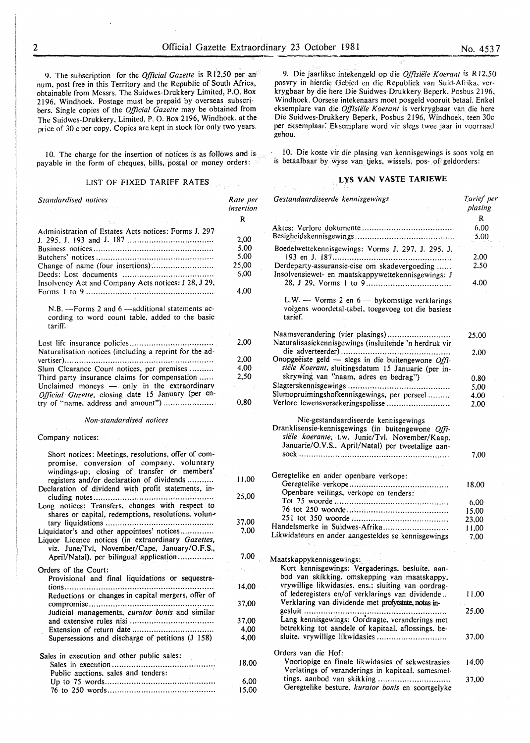9. The subscription for the *Official Gazette* is R12,50 per annum, post free in this Territory and the Republic of South Africa, obtainable from Messrs. The Suidwes-Drukkery Limited, P.O. Box 2196, Windhoek. Postage must be prepaid by overseas subscribers. Single copies of the *Official Gazette* may be obtained from The Suidwes-Drukkery, Limited, P. O. Box 2196, Windhoek, at the price of 30 c per copy. Copies are kept in stock for only two years.

10. The charge for the insertion of notices is as follows and is payable in the form of cheques, bills, postal or money orders:

## LIST OF FIXED TARIFF RATES

| *Standardised notices* | Rate per insertion |
|---|---|
| | R |
| Administration of Estates Acts notices: Forms J. 297 J. 295, J. 193 and J. 187 | 2,00 |
| Business notices | 5,00 |
| Butchers' notices | 5,00 |
| Change of name (four insertions) | 25,00 |
| Deeds: Lost documents | 6,00 |
| Insolvency Act and Company Acts notices: J 28, J 29, Forms 1 to 9 | 4,00 |
| N.B. —Forms 2 and 6 —additional statements according to word count table, added to the basic tariff. | |
| Lost life insurance policies | 2,00 |
| Naturalisation notices (including a reprint for the advertiser) | 2,00 |
| Slum Clearance Court notices, per premises | 4,00 |
| Third party insurance claims for compensation | 2,50 |
| Unclaimed moneys — only in the extraordinary *Official Gazette*, closing date 15 January (per entry of "name, address and amount") | 0,80 |

*Non-standardised notices*

| Company notices: | |
|---|---|
| Short notices: Meetings, resolutions, offer of compromise, conversion of company, voluntary windings-up; closing of transfer or members' registers and/or declaration of dividends | 11,00 |
| Declaration of dividend with profit statements, including notes | 25,00 |
| Long notices: Transfers, changes with respect to shares or capital, redemptions, resolutions, voluntary liquidations | 37,00 |
| Liquidator's and other appointees' notices | 7,00 |
| Liquor Licence notices (in extraordinary *Gazettes*, viz. June/Tvl, November/Cape, January/O.F.S., April/Natal), per bilingual application | 7,00 |
| Orders of the Court: | |
| Provisional and final liquidations or sequestrations | 14,00 |
| Reductions or changes in capital mergers, offer of compromise | 37,00 |
| Judicial managements, *curator bonis* and similar and extensive rules nisi | 37,00 |
| Extension of return date | 4,00 |
| Supersessions and discharge of petitions (J 158) | 4,00 |
| Sales in execution and other public sales: | |
| Sales in execution | 18,00 |
| Public auctions, sales and tenders: | |
| Up to 75 words | 6,00 |
| 76 to 250 words | 15,00 |

9. Die jaarlikse intekengeld op die *Offisiële Koerant* is R12,50 posvry in hierdie Gebied en die Republiek van Suid-Afrika, verkrygbaar by die here Die Suidwes-Drukkery Beperk, Posbus 2196, Windhoek. Oorsese intekenaars moet posgeld vooruit betaal. Enkel eksemplare van die *Offisiële Koerant* is verkrygbaar van die here Die Suidwes-Drukkery Beperk, Posbus 2196, Windhoek, teen 30c per eksemplaar. Eksemplare word vir slegs twee jaar in voorraad gehou.

10. Die koste vir die plasing van kennisgewings is soos volg en is betaalbaar by wyse van tjeks, wissels, pos- of geldorders:

## LYS VAN VASTE TARIEWE

| *Gestandaardiseerde kennisgewings* | *Tarief per plasing* |
|---|---|
| | R |
| Aktes: Verlore dokumente | 6.00 |
| Besigheidskennisgewings | 5.00 |
| Boedelwettekennisgewings: Vorms J. 297, J. 295, J. 193 en J. 187 | 2.00 |
| Derdeparty-assuransie-eise om skadevergoeding | 2.50 |
| Insolvensiewet- en maatskappywettekennisgewings: J 28, J 29, Vorms 1 to 9 | 4.00 |
| L.W. — Vorms 2 en 6 — bykomstige verklarings volgens woordetal-tabel, toegevoeg tot die basiese tarief. | |
| Naamsverandering (vier plasings) | 25.00 |
| Naturalisasiekennisgewings (insluitende 'n herdruk vir die adverteerder) | 2.00 |
| Onopgeëiste geld — slegs in die buitengewone *Offisiële Koerant*, sluitingsdatum 15 Januarie (per inskrywing van "naam, adres en bedrag") | 0.80 |
| Slagterskennisgewings | 5.00 |
| Slumopruimingshofkennisgewings, per perseel | 4.00 |
| Verlore lewensversekeringspolisse | 2.00 |

Nie-gestandaardiseerde kennisgewings

| | |
|---|---|
| Dranklisensie-kennisgewings (in buitengewone *Offisiële koerante*, t.w. Junie/Tvl. November/Kaap. Januarie/O.V.S., April/Natal) per tweetalige aansoek | 7,00 |
| Geregtelike en ander openbare verkope: | |
| Geregtelike verkope | 18.00 |
| Openbare veilings, verkope en tenders: | |
| Tot 75 woorde | 6,00 |
| 76 tot 250 woorde | 15.00 |
| 251 tot 350 woorde | 23.00 |
| Handelsmerke in Suidwes-Afrika | 11.00 |
| Likwidateurs en ander aangesteldes se kennisgewings | 7.00 |
| Maatskappykennisgewings: | |
| Kort kennisgewings: Vergaderings, besluite, aanbod van skikking, omskepping van maatskappy, vrywillige likwidasies, ens.: sluiting van oordragof lederegisters en/of verklarings van dividende.. | 11.00 |
| Verklaring van dividende met profytstate, notas ingesluit | 25.00 |
| Lang kennisgewings: Oordragte, veranderings met betrekking tot aandele of kapitaal, aflossings, besluite, vrywillige likwidasies | 37.00 |
| Orders van die Hof: | |
| Voorlopige en finale likwidasies of sekwestrasies | 14.00 |
| Verlatings of veranderings in kapitaal, samesmeltings, aanbod van skikking | 37.00 |
| Geregtelike besture, *kurator bonis* en soortgelyke | |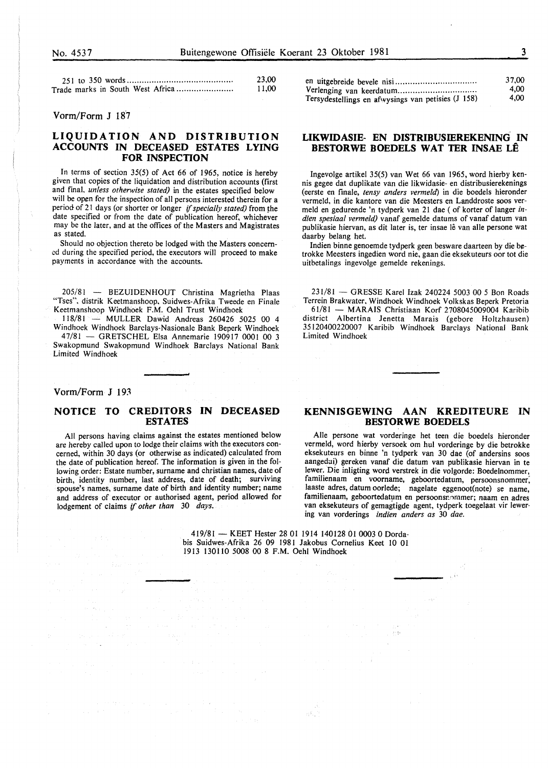| | |
|---|---|
| 251 to 350 words | 23,00 |
| Trade marks in South West Africa | 11,00 |

| | |
|---|---|
| en uitgebreide bevele nisi | 37,00 |
| Verlenging van keerdatum | 4,00 |
| Tersydestellings en afwysings van petisies (J 158) | 4,00 |

Vorm/Form J 187

## LIQUIDATION AND DISTRIBUTION ACCOUNTS IN DECEASED ESTATES LYING FOR INSPECTION

In terms of section 35(5) of Act 66 of 1965, notice is hereby given that copies of the liquidation and distribution accounts (first and final, *unless otherwise stated)* in the estates specified below will be open for the inspection of all persons interested therein for a period of 21 days (or shorter or longer *if specially stated)* from the date specified or from the date of publication hereof, whichever may be the later, and at the offices of the Masters and Magistrates as stated.

Should no objection thereto be lodged with the Masters concerned during the specified period, the executors will proceed to make payments in accordance with the accounts.

205/81 — BEZUIDENHOUT Christina Magrietha Plaas "Tses", distrik Keetmanshoop, Suidwes-Afrika Tweede en Finale Keetmanshoop Windhoek F.M. Oehl Trust Windhoek

118/81 — MULLER Dawid Andreas 260426 5025 00 4 Windhoek Windhoek Barclays-Nasionale Bank Beperk Windhoek

47/81 — GRETSCHEL Elsa Annemarie 190917 0001 00 3 Swakopmund Swakopmund Windhoek Barclays National Bank Limited Windhoek

## LIKWIDASIE- EN DISTRIBUSIEREKENING IN BESTORWE BOEDELS WAT TER INSAE LÊ

Ingevolge artikel 35(5) van Wet 66 van 1965, word hierby kennis gegee dat duplikate van die likwidasie- en distribusierekenings (eerste en finale, *tensy anders vermeld)* in die boedels hieronder vermeld, in die kantore van die Meesters en Landdroste soos vermeld en gedurende 'n tydperk van 21 dae (of korter of langer *indien spesiaal vermeld)* vanaf gemelde datums of vanaf datum van publikasie hiervan, as dit later is, ter insae lê van alle persone wat daarby belang het.

Indien binne genoemde tydperk geen besware daarteen by die betrokke Meesters ingedien word nie, gaan die eksekuteurs oor tot die uitbetalings ingevolge gemelde rekenings.

231/81 — GRESSE Karel Izak 240224 5003 00 5 Bon Roads Terrein Brakwater, Windhoek Windhoek Volkskas Beperk Pretoria

61/81 — MARAIS Christiaan Korf 2708045009004 Karibib district Albertina Jenetta Marais (gebore Holtzhausen) 35120400220007 Karibib Barclays National Bank Limited Windhoek

Vorm/Form J 193

## NOTICE TO CREDITORS IN DECEASED ESTATES

All persons having claims against the estates mentioned below are hereby called upon to lodge their claims with the executors concerned, within 30 days (or otherwise as indicated) calculated from the date of publication hereof. The information is given in the following order: Estate number, surname and christian names, date of birth, identity number, last address, date of death; surviving spouse's names, surname date of birth and identity number; name and address of executor or authorised agent, period allowed for lodgement of claims *if other than 30 days.*

## KENNISGEWING AAN KREDITEURE IN BESTORWE BOEDELS

Alle persone wat vorderinge het teen die boedels hieronder vermeld, word hierby versoek om hul vorderinge by die betrokke eksekuteurs en binne 'n tydperk van 30 dae (of andersins soos aangedui) gereken vanaf die datum van publikasie hiervan in te lewer. Die inligting word verstrek in die volgorde: Boedelnommer, familienaam en voorname, geboortedatum, persoonsnommer, laaste adres, datum oorlede; nagelate eggenoot(note) se name, familienaam, geboortedatum en persoonsnommer; naam en adres van eksekuteurs of gemagtigde agent, tydperk toegelaat vir lewering van vorderings *indien anders as 30 dae.*

419/81 — KEET Hester 28 01 1914 140128 01 0003 0 Dordabis Suidwes-Afrika 26 09 1981 Jakobus Cornelius Keet 10 01 1913 130110 5008 00 8 F.M. Oehl Windhoek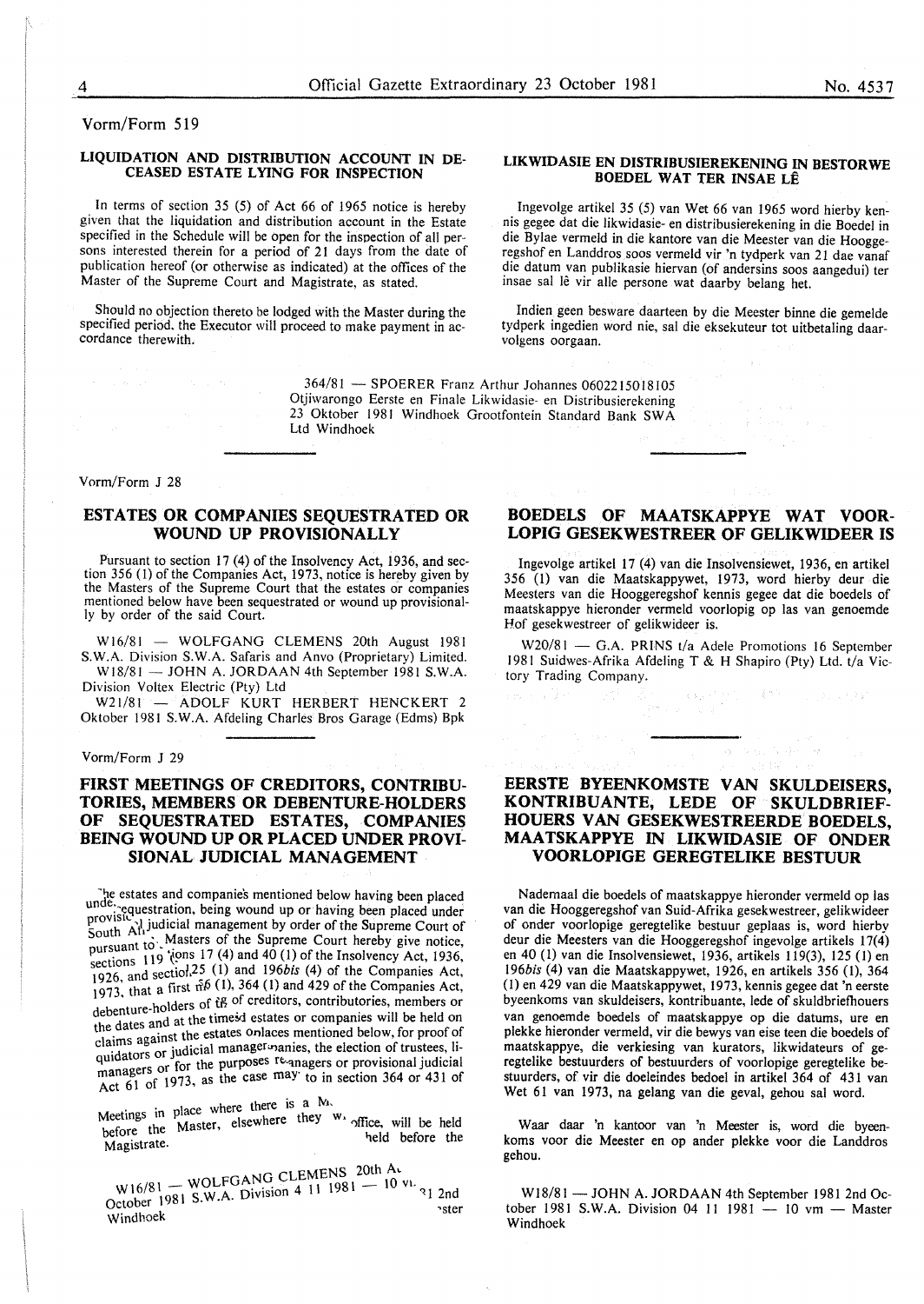Vorm/Form 519

## LIQUIDATION AND DISTRIBUTION ACCOUNT IN DECEASED ESTATE LYING FOR INSPECTION

In terms of section 35 (5) of Act 66 of 1965 notice is hereby given that the liquidation and distribution account in the Estate specified in the Schedule will be open for the inspection of all persons interested therein for a period of 21 days from the date of publication hereof (or otherwise as indicated) at the offices of the Master of the Supreme Court and Magistrate, as stated.

Should no objection thereto be lodged with the Master during the specified period, the Executor will proceed to make payment in accordance therewith.

## LIKWIDASIE EN DISTRIBUSIEREKENING IN BESTORWE BOEDEL WAT TER INSAE LÊ

Ingevolge artikel 35 (5) van Wet 66 van 1965 word hierby kennis gegee dat die likwidasie- en distribusierekening in die Boedel in die Bylae vermeld in die kantore van die Meester van die Hooggeregshof en Landdros soos vermeld vir 'n tydperk van 21 dae vanaf die datum van publikasie hiervan (of andersins soos aangedui) ter insae sal lê vir alle persone wat daarby belang het.

Indien geen besware daarteen by die Meester binne die gemelde tydperk ingedien word nie, sal die eksekuteur tot uitbetaling daarvolgens oorgaan.

364/81 — SPOERER Franz Arthur Johannes 0602215018105 Otjiwarongo Eerste en Finale Likwidasie- en Distribusierekening 23 Oktober 1981 Windhoek Grootfontein Standard Bank SWA Ltd Windhoek

Vorm/Form J 28

## ESTATES OR COMPANIES SEQUESTRATED OR WOUND UP PROVISIONALLY

Pursuant to section 17 (4) of the Insolvency Act, 1936, and section 356 (1) of the Companies Act, 1973, notice is hereby given by the Masters of the Supreme Court that the estates or companies mentioned below have been sequestrated or wound up provisionally by order of the said Court.

W16/81 — WOLFGANG CLEMENS 20th August 1981 S.W.A. Division S.W.A. Safaris and Anvo (Proprietary) Limited.

W18/81 — JOHN A. JORDAAN 4th September 1981 S.W.A. Division Voltex Electric (Pty) Ltd

W21/81 — ADOLF KURT HERBERT HENCKERT 2 Oktober 1981 S.W.A. Afdeling Charles Bros Garage (Edms) Bpk

## BOEDELS OF MAATSKAPPYE WAT VOORLOPIG GESEKWESTREER OF GELIKWIDEER IS

Ingevolge artikel 17 (4) van die Insolvensiewet, 1936, en artikel 356 (1) van die Maatskappywet, 1973, word hierby deur die Meesters van die Hooggeregshof kennis gegee dat die boedels of maatskappye hieronder vermeld voorlopig op las van genoemde Hof gesekwestreer of gelikwideer is.

W20/81 — G.A. PRINS t/a Adele Promotions 16 September 1981 Suidwes-Afrika Afdeling T & H Shapiro (Pty) Ltd. t/a Victory Trading Company.

Vorm/Form J 29

## FIRST MEETINGS OF CREDITORS, CONTRIBUTORIES, MEMBERS OR DEBENTURE-HOLDERS OF SEQUESTRATED ESTATES, COMPANIES BEING WOUND UP OR PLACED UNDER PROVISIONAL JUDICIAL MANAGEMENT

The estates and companies mentioned below having been placed under sequestration, being wound up or having been placed under provisional judicial management by order of the Supreme Court of South Africa, Masters of the Supreme Court hereby give notice, pursuant to sections 17 (4) and 40 (1) of the Insolvency Act, 1936, sections 119 (3), 125 (1) and 196*bis* (4) of the Companies Act, 1926, and sections 356 (1), 364 (1) and 429 of the Companies Act, 1973, that a first meeting of creditors, contributories, members or debenture-holders of the said estates or companies will be held on the dates and at the times and places mentioned below, for proof of claims against the estates or companies, the election of trustees, liquidators or judicial managers or provisional judicial managers or for the purposes referred to in section 364 or 431 of Act 61 of 1973, as the case may be.

Meetings in place where there is a Master's office, will be held before the Master, elsewhere they will be held before the Magistrate.

W16/81 — WOLFGANG CLEMENS 20th August 1981 2nd October 1981 S.W.A. Division 4 11 1981 — 10 vm — Master Windhoek

## EERSTE BYEENKOMSTE VAN SKULDEISERS, KONTRIBUANTE, LEDE OF SKULDBRIEFHOUERS VAN GESEKWESTREERDE BOEDELS, MAATSKAPPYE IN LIKWIDASIE OF ONDER VOORLOPIGE GEREGTELIKE BESTUUR

Nademaal die boedels of maatskappye hieronder vermeld op las van die Hooggeregshof van Suid-Afrika gesekwestreer, gelikwideer of onder voorlopige geregtelike bestuur geplaas is, word hierby deur die Meesters van die Hooggeregshof ingevolge artikels 17(4) en 40 (1) van die Insolvensiewet, 1936, artikels 119(3), 125 (1) en 196*bis* (4) van die Maatskappywet, 1926, en artikels 356 (1), 364 (1) en 429 van die Maatskappywet, 1973, kennis gegee dat 'n eerste byeenkoms van skuldeisers, kontribuante, lede of skuldbriefhouers van genoemde boedels of maatskappye op die datums, ure en plekke hieronder vermeld, vir die bewys van eise teen die boedels of maatskappye, die verkiesing van kurators, likwidateurs of geregtelike bestuurders of voorlopige geregtelike bestuurders, of vir die doeleindes bedoel in artikel 364 of 431 van Wet 61 van 1973, na gelang van die geval, gehou sal word.

Waar daar 'n kantoor van 'n Meester is, word die byeenkoms voor die Meester en op ander plekke voor die Landdros gehou.

W18/81 — JOHN A. JORDAAN 4th September 1981 2nd October 1981 S.W.A. Division 04 11 1981 — 10 vm — Master Windhoek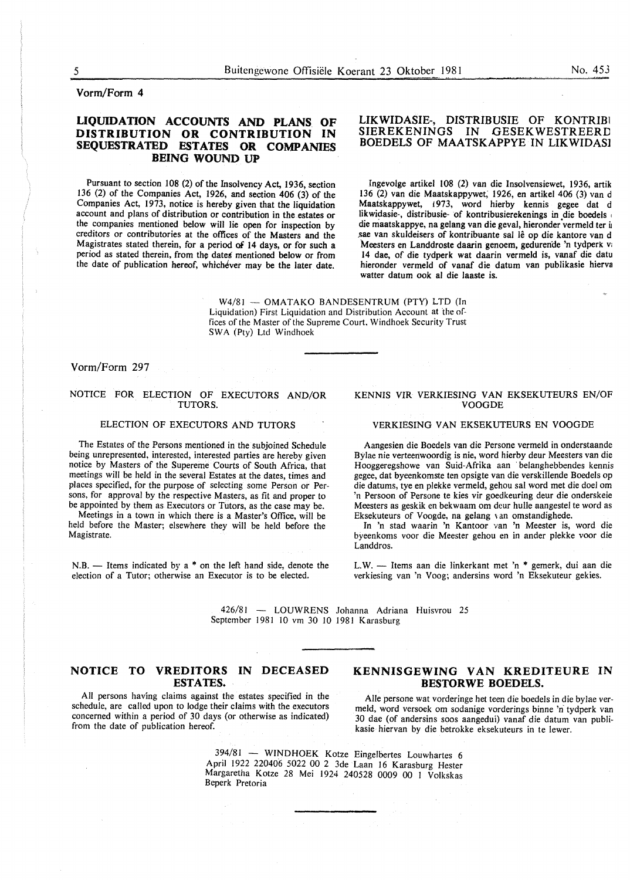Vorm/Form 4

## LIQUIDATION ACCOUNTS AND PLANS OF DISTRIBUTION OR CONTRIBUTION IN SEQUESTRATED ESTATES OR COMPANIES BEING WOUND UP

Pursuant to section 108 (2) of the Insolvency Act, 1936, section 136 (2) of the Companies Act, 1926, and section 406 (3) of the Companies Act, 1973, notice is hereby given that the liquidation account and plans of distribution or contribution in the estates or the companies mentioned below will lie open for inspection by creditors or contributories at the offices of the Masters and the Magistrates stated therein, for a period of 14 days, or for such a period as stated therein, from the dates mentioned below or from the date of publication hereof, whichever may be the later date.

## LIKWIDASIE-, DISTRIBUSIE OF KONTRIBUSIEREKENINGS IN GESEKWESTREERDE BOEDELS OF MAATSKAPPYE IN LIKWIDASIE

Ingevolge artikel 108 (2) van die Insolvensiewet, 1936, artikel 136 (2) van die Maatskappywet, 1926, en artikel 406 (3) van die Maatskappywet, 1973, word hierby kennis gegee dat die likwidasie-, distribusie- of kontribusierekenings in die boedels of die maatskappye, na gelang van die geval, hieronder vermeld ter insae van skuldeisers of kontribuante sal lê op die kantore van die Meesters en Landdroste daarin genoem, gedurende 'n tydperk van 14 dae, of die tydperk wat daarin vermeld is, vanaf die datum hieronder vermeld of vanaf die datum van publikasie hiervan, watter datum ook al die laaste is.

W4/81 — OMATAKO BANDESENTRUM (PTY) LTD (In Liquidation) First Liquidation and Distribution Account at the offices of the Master of the Supreme Court, Windhoek Security Trust SWA (Pty) Ltd Windhoek

Vorm/Form 297

## NOTICE FOR ELECTION OF EXECUTORS AND/OR TUTORS.

### ELECTION OF EXECUTORS AND TUTORS

The Estates of the Persons mentioned in the subjoined Schedule being unrepresented, interested, interested parties are hereby given notice by Masters of the Supereme Courts of South Africa, that meetings will be held in the several Estates at the dates, times and places specified, for the purpose of selecting some Person or Persons, for approval by the respective Masters, as fit and proper to be appointed by them as Executors or Tutors, as the case may be.

Meetings in a town in which there is a Master's Office, will be held before the Master; elsewhere they will be held before the Magistrate.

N.B. — Items indicated by a * on the left hand side, denote the election of a Tutor; otherwise an Executor is to be elected.

## KENNIS VIR VERKIESING VAN EKSEKUTEURS EN/OF VOOGDE

### VERKIESING VAN EKSEKUTEURS EN VOOGDE

Aangesien die Boedels van die Persone vermeld in onderstaande Bylae nie verteenwoordig is nie, word hierby deur Meesters van die Hooggeregshowe van Suid-Afrika aan belanghebbendes kennis gegee, dat byeenkomste ten opsigte van die verskillende Boedels op die datums, tye en plekke vermeld, gehou sal word met die doel om 'n Persoon of Persone te kies vir goedkeuring deur die onderskeie Meesters as geskik en bekwaam om deur hulle aangestel te word as Eksekuteurs of Voogde, na gelang van omstandighede.

In 'n stad waarin 'n Kantoor van 'n Meester is, word die byeenkoms voor die Meester gehou en in ander plekke voor die Landdros.

L.W. — Items aan die linkerkant met 'n * gemerk, dui aan die verkiesing van 'n Voog; andersins word 'n Eksekuteur gekies.

426/81 — LOUWRENS Johanna Adriana Huisvrou 25 September 1981 10 vm 30 10 1981 Karasburg

## NOTICE TO VREDITORS IN DECEASED ESTATES.

All persons having claims against the estates specified in the schedule, are called upon to lodge their claims with the executors concerned within a period of 30 days (or otherwise as indicated) from the date of publication hereof.

## KENNISGEWING VAN KREDITEURE IN BESTORWE BOEDELS.

Alle persone wat vorderinge het teen die boedels in die bylae vermeld, word versoek om sodanige vorderings binne 'n tydperk van 30 dae (of andersins soos aangedui) vanaf die datum van publikasie hiervan by die betrokke eksekuteurs in te lewer.

394/81 — WINDHOEK Kotze Eingelbertes Louwhartes 6 April 1922 220406 5022 00 2 3de Laan 16 Karasburg Hester Margaretha Kotze 28 Mei 1924 240528 0009 00 1 Volkskas Beperk Pretoria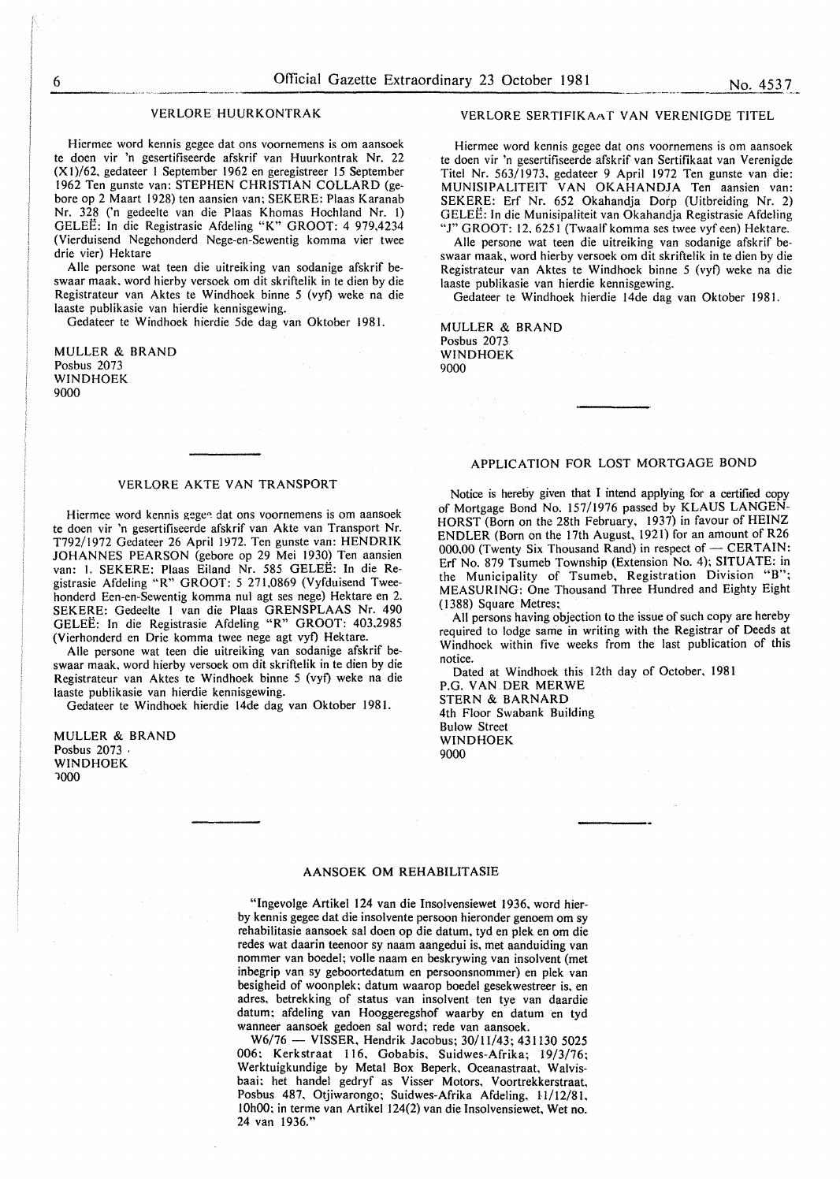## VERLORE HUURKONTRAK

Hiermee word kennis gegee dat ons voornemens is om aansoek te doen vir 'n gesertifiseerde afskrif van Huurkontrak Nr. 22 (X1)/62, gedateer 1 September 1962 en geregistreer 15 September 1962 Ten gunste van: STEPHEN CHRISTIAN COLLARD (gebore op 2 Maart 1928) ten aansien van; SEKERE: Plaas Karanab Nr. 328 ('n gedeelte van die Plaas Khomas Hochland Nr. 1) GELEË: In die Registrasie Afdeling "K" GROOT: 4 979,4234 (Vierduisend Negehonderd Nege-en-Sewentig komma vier twee drie vier) Hektare

Alle persone wat teen die uitreiking van sodanige afskrif beswaar maak, word hierby versoek om dit skriftelik in te dien by die Registrateur van Aktes te Windhoek binne 5 (vyf) weke na die laaste publikasie van hierdie kennisgewing.

Gedateer te Windhoek hierdie 5de dag van Oktober 1981.

MULLER & BRAND
Posbus 2073
WINDHOEK
9000

## VERLORE AKTE VAN TRANSPORT

Hiermee word kennis gegee dat ons voornemens is om aansoek te doen vir 'n gesertifiseerde afskrif van Akte van Transport Nr. T792/1972 Gedateer 26 April 1972. Ten gunste van: HENDRIK JOHANNES PEARSON (gebore op 29 Mei 1930) Ten aansien van: 1. SEKERE: Plaas Eiland Nr. 585 GELEË: In die Registrasie Afdeling "R" GROOT: 5 271,0869 (Vyfduisend Tweehonderd Een-en-Sewentig komma nul agt ses nege) Hektare en 2. SEKERE: Gedeelte 1 van die Plaas GRENSPLAAS Nr. 490 GELEË: In die Registrasie Afdeling "R" GROOT: 403,2985 (Vierhonderd en Drie komma twee nege agt vyf) Hektare.

Alle persone wat teen die uitreiking van sodanige afskrif beswaar maak, word hierby versoek om dit skriftelik in te dien by die Registrateur van Aktes te Windhoek binne 5 (vyf) weke na die laaste publikasie van hierdie kennisgewing.

Gedateer te Windhoek hierdie 14de dag van Oktober 1981.

MULLER & BRAND
Posbus 2073
WINDHOEK
9000

## VERLORE SERTIFIKAAT VAN VERENIGDE TITEL

Hiermee word kennis gegee dat ons voornemens is om aansoek te doen vir 'n gesertifiseerde afskrif van Sertifikaat van Verenigde Titel Nr. 563/1973, gedateer 9 April 1972 Ten gunste van die: MUNISIPALITEIT VAN OKAHANDJA Ten aansien van: SEKERE: Erf Nr. 652 Okahandja Dorp (Uitbreiding Nr. 2) GELEË: In die Munisipaliteit van Okahandja Registrasie Afdeling "J" GROOT: 12, 6251 (Twaalf komma ses twee vyf een) Hektare.

Alle persone wat teen die uitreiking van sodanige afskrif beswaar maak, word hierby versoek om dit skriftelik in te dien by die Registrateur van Aktes te Windhoek binne 5 (vyf) weke na die laaste publikasie van hierdie kennisgewing.

Gedateer te Windhoek hierdie 14de dag van Oktober 1981.

MULLER & BRAND
Posbus 2073
WINDHOEK
9000

## APPLICATION FOR LOST MORTGAGE BOND

Notice is hereby given that I intend applying for a certified copy of Mortgage Bond No. 157/1976 passed by KLAUS LANGENHORST (Born on the 28th February, 1937) in favour of HEINZ ENDLER (Born on the 17th August, 1921) for an amount of R26 000,00 (Twenty Six Thousand Rand) in respect of — CERTAIN: Erf No. 879 Tsumeb Township (Extension No. 4); SITUATE: in the Municipality of Tsumeb, Registration Division "B"; MEASURING: One Thousand Three Hundred and Eighty Eight (1388) Square Metres;

All persons having objection to the issue of such copy are hereby required to lodge same in writing with the Registrar of Deeds at Windhoek within five weeks from the last publication of this notice.

Dated at Windhoek this 12th day of October, 1981

P.G. VAN DER MERWE
STERN & BARNARD
4th Floor Swabank Building
Bulow Street
WINDHOEK
9000

## AANSOEK OM REHABILITASIE

"Ingevolge Artikel 124 van die Insolvensiewet 1936, word hierby kennis gegee dat die insolvente persoon hieronder genoem om sy rehabilitasie aansoek sal doen op die datum, tyd en plek en om die redes wat daarin teenoor sy naam aangedui is, met aanduiding van nommer van boedel; volle naam en beskrywing van insolvent (met inbegrip van sy geboortedatum en persoonsnommer) en plek van besigheid of woonplek; datum waarop boedel gesekwestreer is, en adres, betrekking of status van insolvent ten tye van daardie datum; afdeling van Hooggeregshof waarby en datum en tyd wanneer aansoek gedoen sal word; rede van aansoek.

W6/76 — VISSER, Hendrik Jacobus; 30/11/43; 431130 5025 006; Kerkstraat 116, Gobabis, Suidwes-Afrika; 19/3/76; Werktuigkundige by Metal Box Beperk, Oceanastraat, Walvisbaai; het handel gedryf as Visser Motors, Voortrekkerstraat, Posbus 487, Otjiwarongo; Suidwes-Afrika Afdeling, 11/12/81, 10h00; in terme van Artikel 124(2) van die Insolvensiewet, Wet no. 24 van 1936."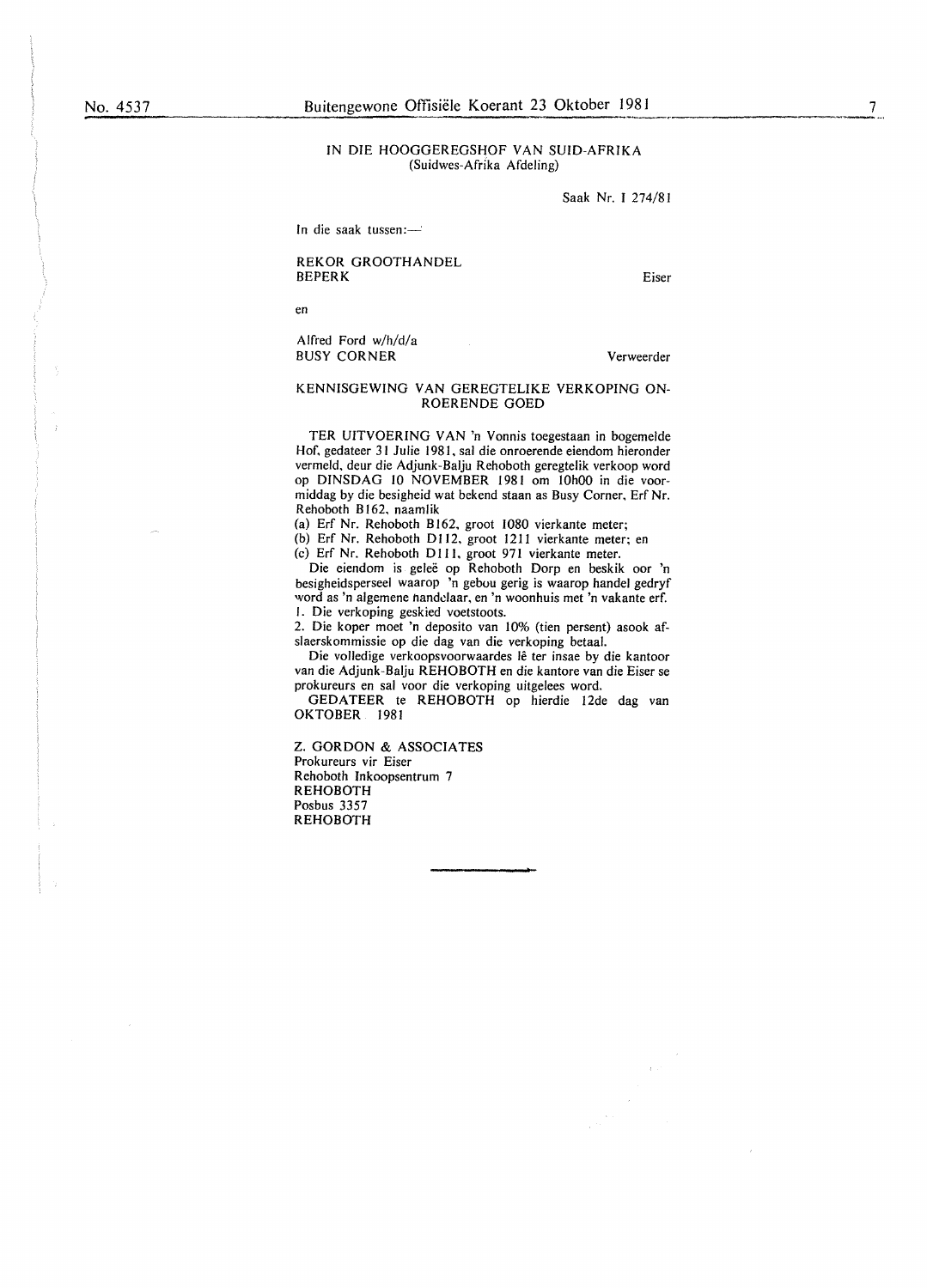IN DIE HOOGGEREGSHOF VAN SUID-AFRIKA
(Suidwes-Afrika Afdeling)

Saak Nr. I 274/81

In die saak tussen:—

REKOR GROOTHANDEL BEPERK — Eiser

en

Alfred Ford w/h/d/a BUSY CORNER — Verweerder

## KENNISGEWING VAN GEREGTELIKE VERKOPING ONROERENDE GOED

TER UITVOERING VAN 'n Vonnis toegestaan in bogemelde Hof, gedateer 31 Julie 1981, sal die onroerende eiendom hieronder vermeld, deur die Adjunk-Balju Rehoboth geregtelik verkoop word op DINSDAG 10 NOVEMBER 1981 om 10h00 in die voormiddag by die besigheid wat bekend staan as Busy Corner, Erf Nr. Rehoboth B162, naamlik

(a) Erf Nr. Rehoboth B162, groot 1080 vierkante meter;
(b) Erf Nr. Rehoboth D112, groot 1211 vierkante meter; en
(c) Erf Nr. Rehoboth D111, groot 971 vierkante meter.

Die eiendom is geleë op Rehoboth Dorp en beskik oor 'n besigheidsperseel waarop 'n gebou gerig is waarop handel gedryf word as 'n algemene handelaar, en 'n woonhuis met 'n vakante erf.

1. Die verkoping geskied voetstoots.
2. Die koper moet 'n deposito van 10% (tien persent) asook afslaerskommissie op die dag van die verkoping betaal.

Die volledige verkoopsvoorwaardes lê ter insae by die kantoor van die Adjunk-Balju REHOBOTH en die kantore van die Eiser se prokureurs en sal voor die verkoping uitgelees word.

GEDATEER te REHOBOTH op hierdie 12de dag van OKTOBER 1981

Z. GORDON & ASSOCIATES
Prokureurs vir Eiser
Rehoboth Inkoopsentrum 7
REHOBOTH
Posbus 3357
REHOBOTH